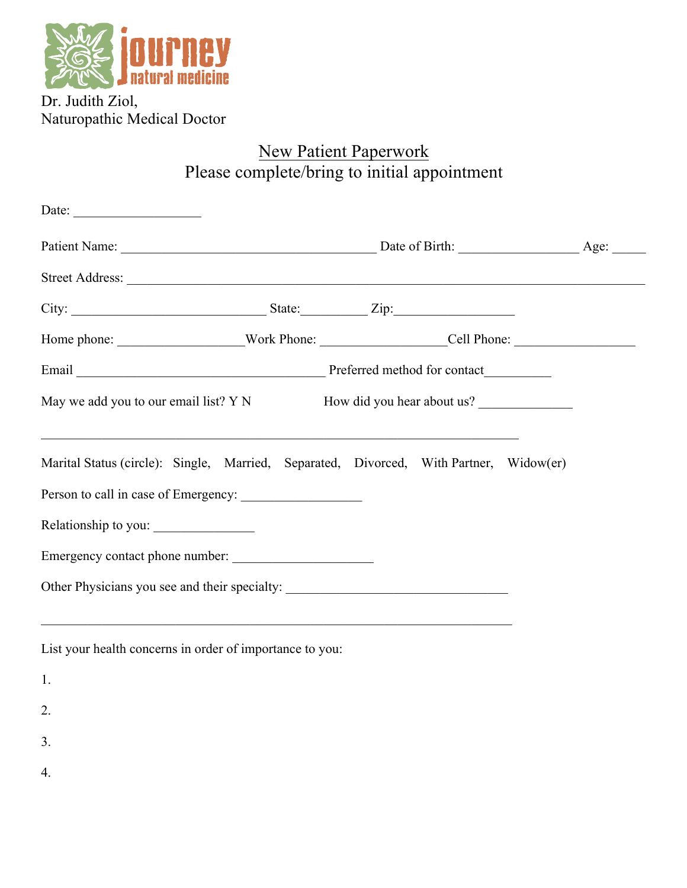journey natural medicine

Dr. Judith Ziol,
Naturopathic Medical Doctor

## New Patient Paperwork
Please complete/bring to initial appointment

Date: ___________________

Patient Name: ______________________________________ Date of Birth: __________________ Age: _____

Street Address: ____________________________________________________________________________

City: _____________________________ State:__________ Zip:__________________

Home phone: ___________________Work Phone: ___________________Cell Phone: __________________

Email ______________________________________ Preferred method for contact__________

May we add you to our email list? Y N How did you hear about us? ______________

_________________________________________________________________________

Marital Status (circle): Single, Married, Separated, Divorced, With Partner, Widow(er)

Person to call in case of Emergency: __________________

Relationship to you: _______________

Emergency contact phone number: _____________________

Other Physicians you see and their specialty: _________________________________

________________________________________________________________________

List your health concerns in order of importance to you:

1.

2.

3.

4.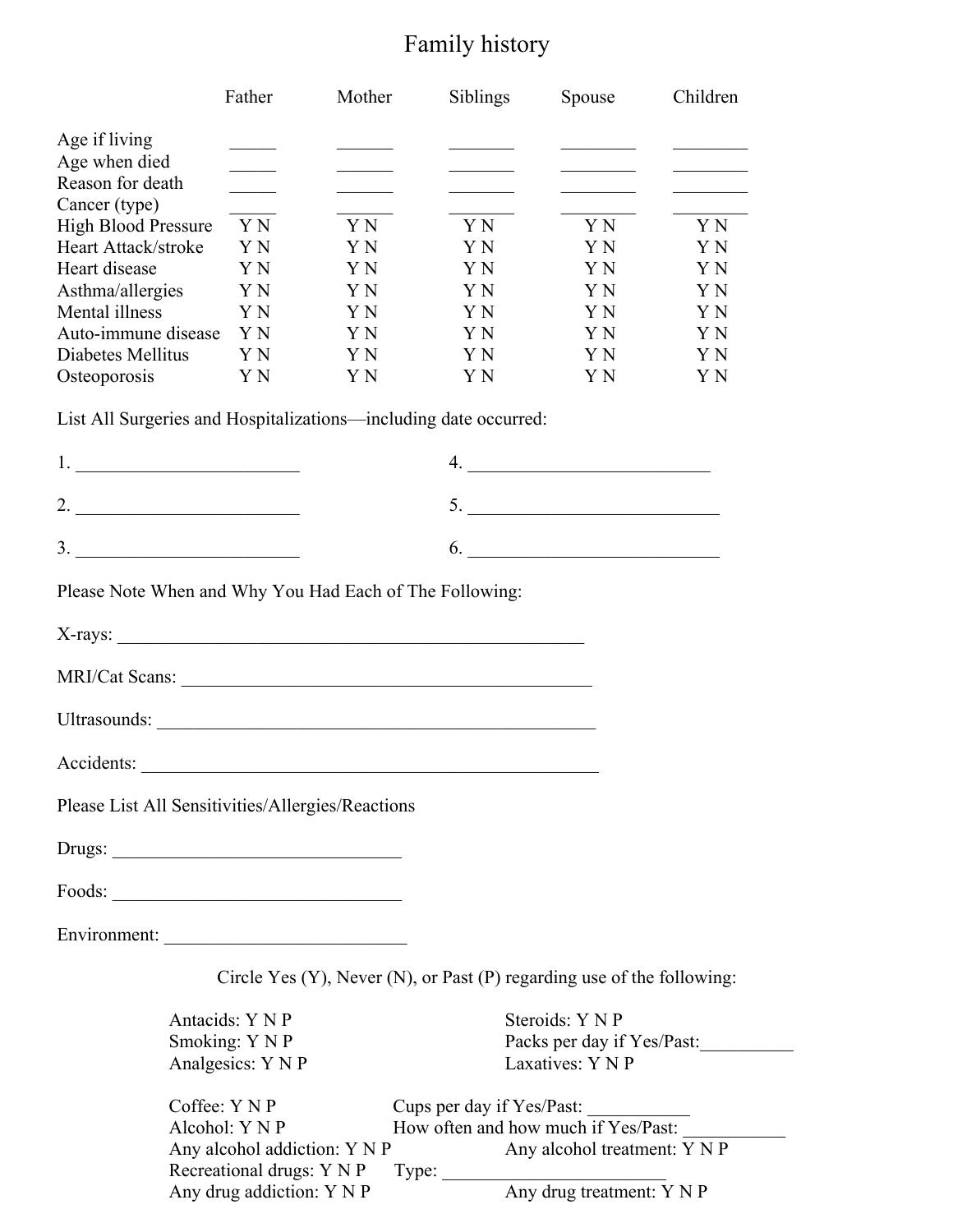# Family history

| | Father | Mother | Siblings | Spouse | Children |
|---|---|---|---|---|---|
| Age if living | _____ | ______ | _______ | ________ | ________ |
| Age when died | _____ | ______ | _______ | ________ | ________ |
| Reason for death | _____ | ______ | _______ | ________ | ________ |
| Cancer (type) | _____ | ______ | _______ | ________ | ________ |
| High Blood Pressure | Y N | Y N | Y N | Y N | Y N |
| Heart Attack/stroke | Y N | Y N | Y N | Y N | Y N |
| Heart disease | Y N | Y N | Y N | Y N | Y N |
| Asthma/allergies | Y N | Y N | Y N | Y N | Y N |
| Mental illness | Y N | Y N | Y N | Y N | Y N |
| Auto-immune disease | Y N | Y N | Y N | Y N | Y N |
| Diabetes Mellitus | Y N | Y N | Y N | Y N | Y N |
| Osteoporosis | Y N | Y N | Y N | Y N | Y N |

List All Surgeries and Hospitalizations—including date occurred:

1. ________________________
2. ________________________
3. ________________________
4. __________________________
5. ___________________________
6. ___________________________

Please Note When and Why You Had Each of The Following:

X-rays: _______________________________________________

MRI/Cat Scans: ____________________________________________

Ultrasounds: _______________________________________________

Accidents: _________________________________________________

Please List All Sensitivities/Allergies/Reactions

Drugs: _______________________________

Foods: _______________________________

Environment: __________________________

Circle Yes (Y), Never (N), or Past (P) regarding use of the following:

Antacids: Y N P

Smoking: Y N P

Analgesics: Y N P

Steroids: Y N P

Packs per day if Yes/Past:__________

Laxatives: Y N P

Coffee: Y N P    Cups per day if Yes/Past: ___________

Alcohol: Y N P    How often and how much if Yes/Past: ___________

Any alcohol addiction: Y N P    Any alcohol treatment: Y N P

Recreational drugs: Y N P    Type: ________________________

Any drug addiction: Y N P    Any drug treatment: Y N P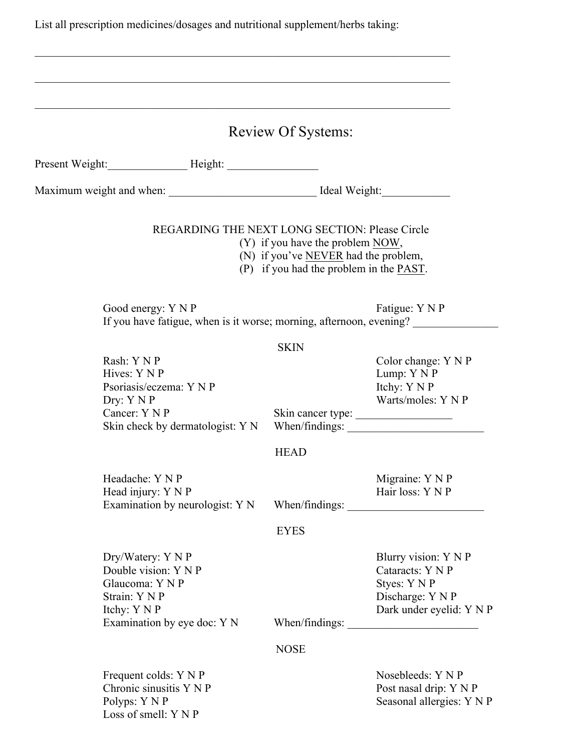List all prescription medicines/dosages and nutritional supplement/herbs taking:

___________________________________________________________________________

___________________________________________________________________________

___________________________________________________________________________

## Review Of Systems:

Present Weight:______________ Height: ________________

Maximum weight and when: ___________________________ Ideal Weight:____________

REGARDING THE NEXT LONG SECTION: Please Circle
(Y) if you have the problem NOW,
(N) if you've NEVER had the problem,
(P) if you had the problem in the PAST.

Good energy: Y N P
Fatigue: Y N P
If you have fatigue, when is it worse; morning, afternoon, evening? _______________

### SKIN

Rash: Y N P
Color change: Y N P
Hives: Y N P
Lump: Y N P
Psoriasis/eczema: Y N P
Itchy: Y N P
Dry: Y N P
Warts/moles: Y N P
Cancer: Y N P
Skin cancer type: _________________
Skin check by dermatologist: Y N
When/findings: ________________________

### HEAD

Headache: Y N P
Migraine: Y N P
Head injury: Y N P
Hair loss: Y N P
Examination by neurologist: Y N
When/findings: ________________________

### EYES

Dry/Watery: Y N P
Blurry vision: Y N P
Double vision: Y N P
Cataracts: Y N P
Glaucoma: Y N P
Styes: Y N P
Strain: Y N P
Discharge: Y N P
Itchy: Y N P
Dark under eyelid: Y N P
Examination by eye doc: Y N
When/findings: _______________________

### NOSE

Frequent colds: Y N P
Nosebleeds: Y N P
Chronic sinusitis Y N P
Post nasal drip: Y N P
Polyps: Y N P
Seasonal allergies: Y N P
Loss of smell: Y N P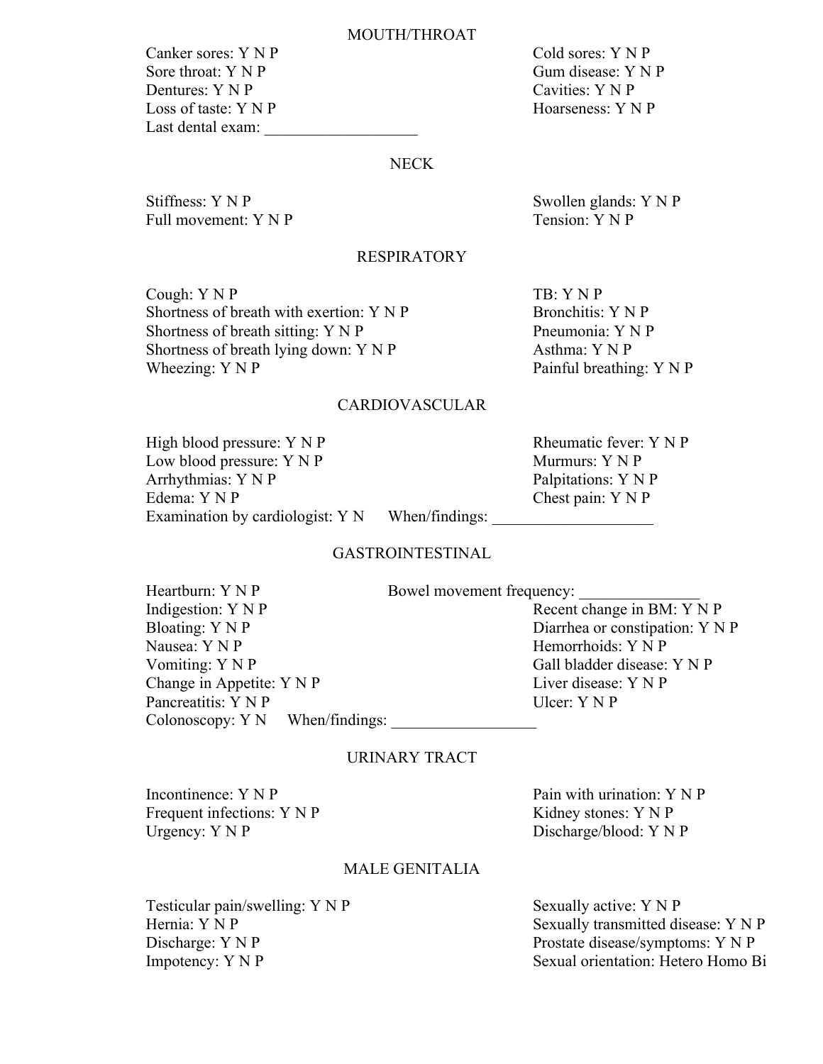## MOUTH/THROAT

Canker sores: Y N P
Cold sores: Y N P
Sore throat: Y N P
Gum disease: Y N P
Dentures: Y N P
Cavities: Y N P
Loss of taste: Y N P
Hoarseness: Y N P
Last dental exam: ___________________

## NECK

Stiffness: Y N P
Swollen glands: Y N P
Full movement: Y N P
Tension: Y N P

## RESPIRATORY

Cough: Y N P
TB: Y N P
Shortness of breath with exertion: Y N P
Bronchitis: Y N P
Shortness of breath sitting: Y N P
Pneumonia: Y N P
Shortness of breath lying down: Y N P
Asthma: Y N P
Wheezing: Y N P
Painful breathing: Y N P

## CARDIOVASCULAR

High blood pressure: Y N P
Rheumatic fever: Y N P
Low blood pressure: Y N P
Murmurs: Y N P
Arrhythmias: Y N P
Palpitations: Y N P
Edema: Y N P
Chest pain: Y N P
Examination by cardiologist: Y N When/findings: ____________________

## GASTROINTESTINAL

Heartburn: Y N P
Bowel movement frequency: _______________
Indigestion: Y N P
Recent change in BM: Y N P
Bloating: Y N P
Diarrhea or constipation: Y N P
Nausea: Y N P
Hemorrhoids: Y N P
Vomiting: Y N P
Gall bladder disease: Y N P
Change in Appetite: Y N P
Liver disease: Y N P
Pancreatitis: Y N P
Ulcer: Y N P
Colonoscopy: Y N When/findings: __________________

## URINARY TRACT

Incontinence: Y N P
Pain with urination: Y N P
Frequent infections: Y N P
Kidney stones: Y N P
Urgency: Y N P
Discharge/blood: Y N P

## MALE GENITALIA

Testicular pain/swelling: Y N P
Sexually active: Y N P
Hernia: Y N P
Sexually transmitted disease: Y N P
Discharge: Y N P
Prostate disease/symptoms: Y N P
Impotency: Y N P
Sexual orientation: Hetero Homo Bi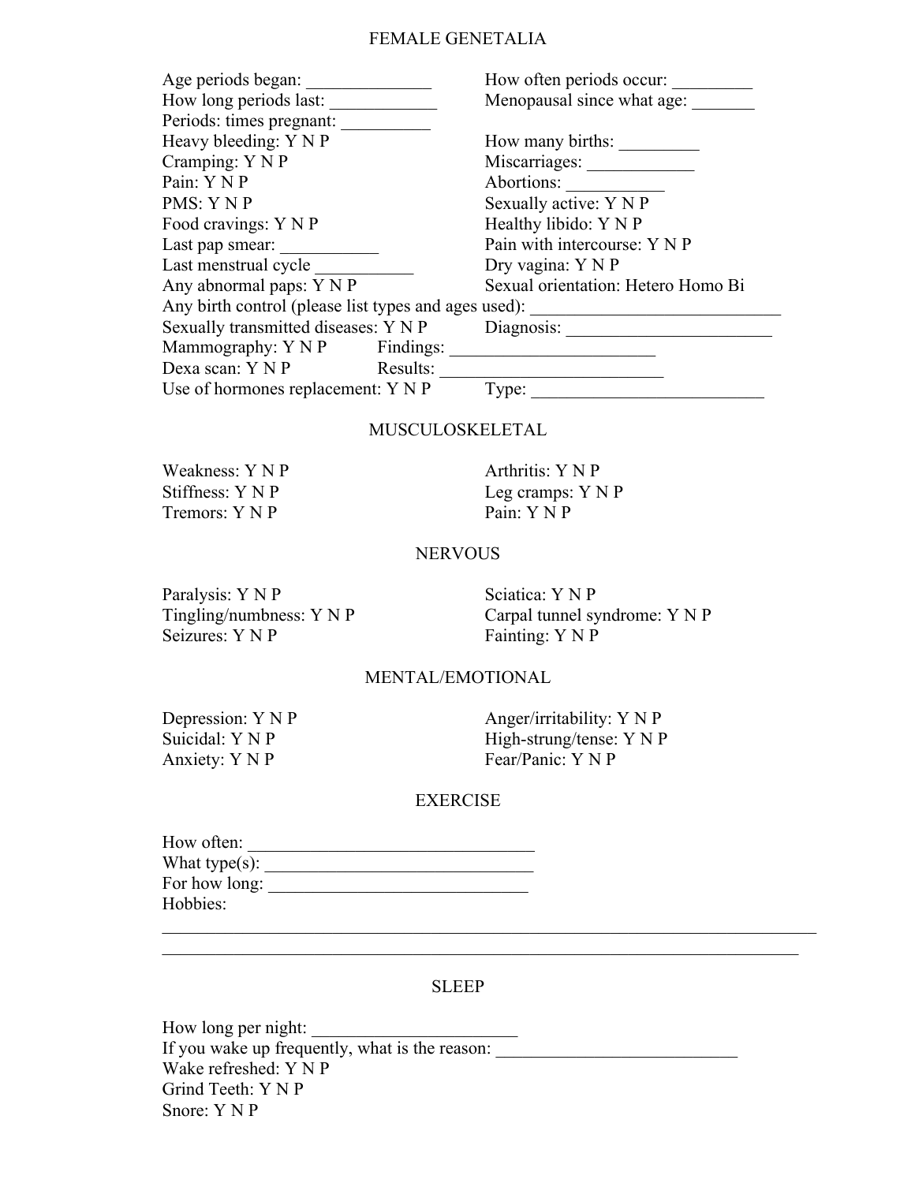## FEMALE GENETALIA

Age periods began: ______________ How often periods occur: _________
How long periods last: ____________ Menopausal since what age: _______
Periods: times pregnant: __________
Heavy bleeding: Y N P How many births: _________
Cramping: Y N P Miscarriages: ____________
Pain: Y N P Abortions: ___________
PMS: Y N P Sexually active: Y N P
Food cravings: Y N P Healthy libido: Y N P
Last pap smear: ___________ Pain with intercourse: Y N P
Last menstrual cycle ___________ Dry vagina: Y N P
Any abnormal paps: Y N P Sexual orientation: Hetero Homo Bi
Any birth control (please list types and ages used): ____________________________
Sexually transmitted diseases: Y N P Diagnosis: _______________________
Mammography: Y N P Findings: ________________________
Dexa scan: Y N P Results: _________________________
Use of hormones replacement: Y N P Type: __________________________

## MUSCULOSKELETAL

Weakness: Y N P Arthritis: Y N P
Stiffness: Y N P Leg cramps: Y N P
Tremors: Y N P Pain: Y N P

## NERVOUS

Paralysis: Y N P Sciatica: Y N P
Tingling/numbness: Y N P Carpal tunnel syndrome: Y N P
Seizures: Y N P Fainting: Y N P

## MENTAL/EMOTIONAL

Depression: Y N P Anger/irritability: Y N P
Suicidal: Y N P High-strung/tense: Y N P
Anxiety: Y N P Fear/Panic: Y N P

## EXERCISE

How often: ________________________________
What type(s): ______________________________
For how long: _____________________________
Hobbies:
___________________________________________________________________________
__________________________________________________________________________

## SLEEP

How long per night: _______________________
If you wake up frequently, what is the reason: ___________________________
Wake refreshed: Y N P
Grind Teeth: Y N P
Snore: Y N P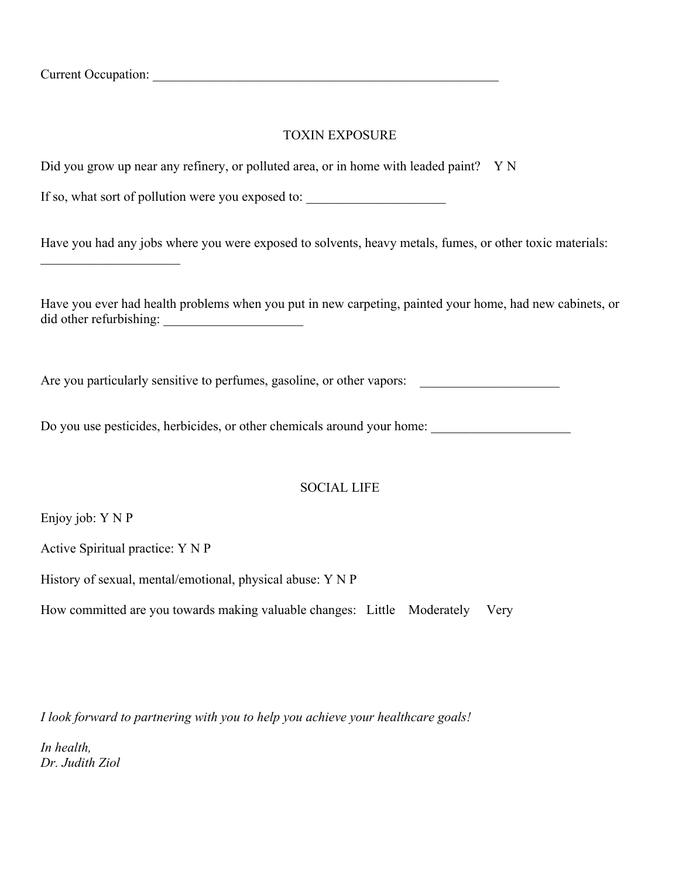Current Occupation: ______________________________________________________

## TOXIN EXPOSURE

Did you grow up near any refinery, or polluted area, or in home with leaded paint? Y N

If so, what sort of pollution were you exposed to: ____________________

Have you had any jobs where you were exposed to solvents, heavy metals, fumes, or other toxic materials: ____________________

Have you ever had health problems when you put in new carpeting, painted your home, had new cabinets, or did other refurbishing: ____________________

Are you particularly sensitive to perfumes, gasoline, or other vapors: ____________________

Do you use pesticides, herbicides, or other chemicals around your home: ____________________

## SOCIAL LIFE

Enjoy job: Y N P

Active Spiritual practice: Y N P

History of sexual, mental/emotional, physical abuse: Y N P

How committed are you towards making valuable changes: Little Moderately Very

*I look forward to partnering with you to help you achieve your healthcare goals!*

*In health,*
*Dr. Judith Ziol*